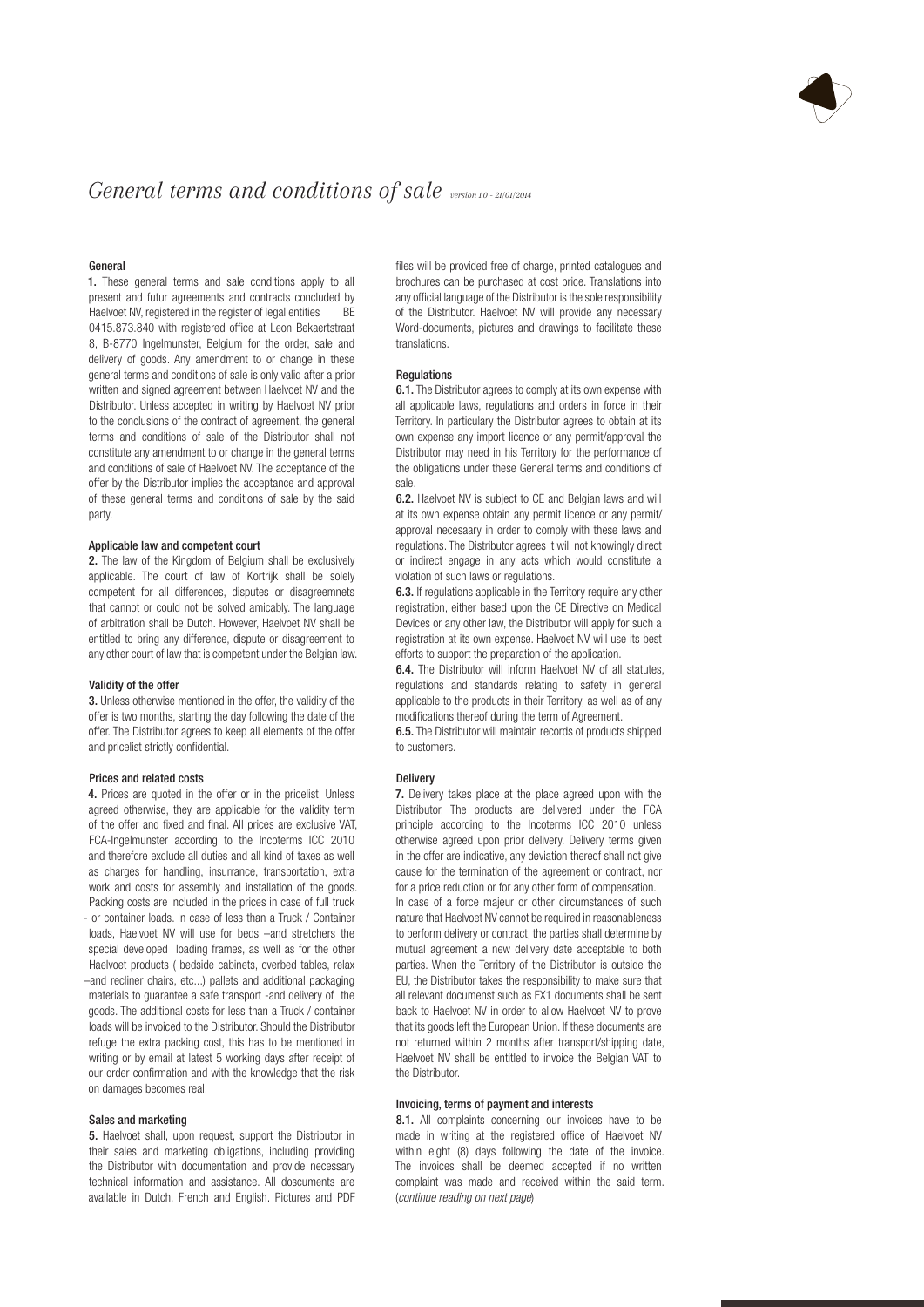# *General terms and conditions of sale* *version 1.0 - 21/01/2014*

**General**

**1.** These general terms and sale conditions apply to all present and futur agreements and contracts concluded by Haelvoet NV, registered in the register of legal entities BE 0415.873.840 with registered office at Leon Bekaertstraat 8, B-8770 Ingelmunster, Belgium for the order, sale and delivery of goods. Any amendment to or change in these general terms and conditions of sale is only valid after a prior written and signed agreement between Haelvoet NV and the Distributor. Unless accepted in writing by Haelvoet NV prior to the conclusions of the contract of agreement, the general terms and conditions of sale of the Distributor shall not constitute any amendment to or change in the general terms and conditions of sale of Haelvoet NV. The acceptance of the offer by the Distributor implies the acceptance and approval of these general terms and conditions of sale by the said party.

**Applicable law and competent court**

**2.** The law of the Kingdom of Belgium shall be exclusively applicable. The court of law of Kortrijk shall be solely competent for all differences, disputes or disagreemnets that cannot or could not be solved amicably. The language of arbitration shall be Dutch. However, Haelvoet NV shall be entitled to bring any difference, dispute or disagreement to any other court of law that is competent under the Belgian law.

**Validity of the offer**

**3.** Unless otherwise mentioned in the offer, the validity of the offer is two months, starting the day following the date of the offer. The Distributor agrees to keep all elements of the offer and pricelist strictly confidential.

**Prices and related costs**

**4.** Prices are quoted in the offer or in the pricelist. Unless agreed otherwise, they are applicable for the validity term of the offer and fixed and final. All prices are exclusive VAT, FCA-Ingelmunster according to the Incoterms ICC 2010 and therefore exclude all duties and all kind of taxes as well as charges for handling, insurance, transportation, extra work and costs for assembly and installation of the goods. Packing costs are included in the prices in case of full truck - or container loads. In case of less than a Truck / Container loads, Haelvoet NV will use for beds –and stretchers the special developed loading frames, as well as for the other Haelvoet products ( bedside cabinets, overbed tables, relax –and recliner chairs, etc...) pallets and additional packaging materials to guarantee a safe transport -and delivery of the goods. The additional costs for less than a Truck / container loads will be invoiced to the Distributor. Should the Distributor refuge the extra packing cost, this has to be mentioned in writing or by email at latest 5 working days after receipt of our order confirmation and with the knowledge that the risk on damages becomes real.

**Sales and marketing**

**5.** Haelvoet shall, upon request, support the Distributor in their sales and marketing obligations, including providing the Distributor with documentation and provide necessary technical information and assistance. All doscuments are available in Dutch, French and English. Pictures and PDF files will be provided free of charge, printed catalogues and brochures can be purchased at cost price. Translations into any official language of the Distributor is the sole responsibility of the Distributor. Haelvoet NV will provide any necessary Word-documents, pictures and drawings to facilitate these translations.

**Regulations**

**6.1.** The Distributor agrees to comply at its own expense with all applicable laws, regulations and orders in force in their Territory. In particulary the Distributor agrees to obtain at its own expense any import licence or any permit/approval the Distributor may need in his Territory for the performance of the obligations under these General terms and conditions of sale.

**6.2.** Haelvoet NV is subject to CE and Belgian laws and will at its own expense obtain any permit licence or any permit/ approval necesaary in order to comply with these laws and regulations. The Distributor agrees it will not knowingly direct or indirect engage in any acts which would constitute a violation of such laws or regulations.

**6.3.** If regulations applicable in the Territory require any other registration, either based upon the CE Directive on Medical Devices or any other law, the Distributor will apply for such a registration at its own expense. Haelvoet NV will use its best efforts to support the preparation of the application.

**6.4.** The Distributor will inform Haelvoet NV of all statutes, regulations and standards relating to safety in general applicable to the products in their Territory, as well as of any modifications thereof during the term of Agreement.

**6.5.** The Distributor will maintain records of products shipped to customers.

**Delivery**

**7.** Delivery takes place at the place agreed upon with the Distributor. The products are delivered under the FCA principle according to the Incoterms ICC 2010 unless otherwise agreed upon prior delivery. Delivery terms given in the offer are indicative, any deviation thereof shall not give cause for the termination of the agreement or contract, nor for a price reduction or for any other form of compensation.

In case of a force majeur or other circumstances of such nature that Haelvoet NV cannot be required in reasonableness to perform delivery or contract, the parties shall determine by mutual agreement a new delivery date acceptable to both parties. When the Territory of the Distributor is outside the EU, the Distributor takes the responsibility to make sure that all relevant documenst such as EX1 documents shall be sent back to Haelvoet NV in order to allow Haelvoet NV to prove that its goods left the European Union. If these documents are not returned within 2 months after transport/shipping date, Haelvoet NV shall be entitled to invoice the Belgian VAT to the Distributor.

**Invoicing, terms of payment and interests**

**8.1.** All complaints concerning our invoices have to be made in writing at the registered office of Haelvoet NV within eight (8) days following the date of the invoice. The invoices shall be deemed accepted if no written complaint was made and received within the said term. (*continue reading on next page*)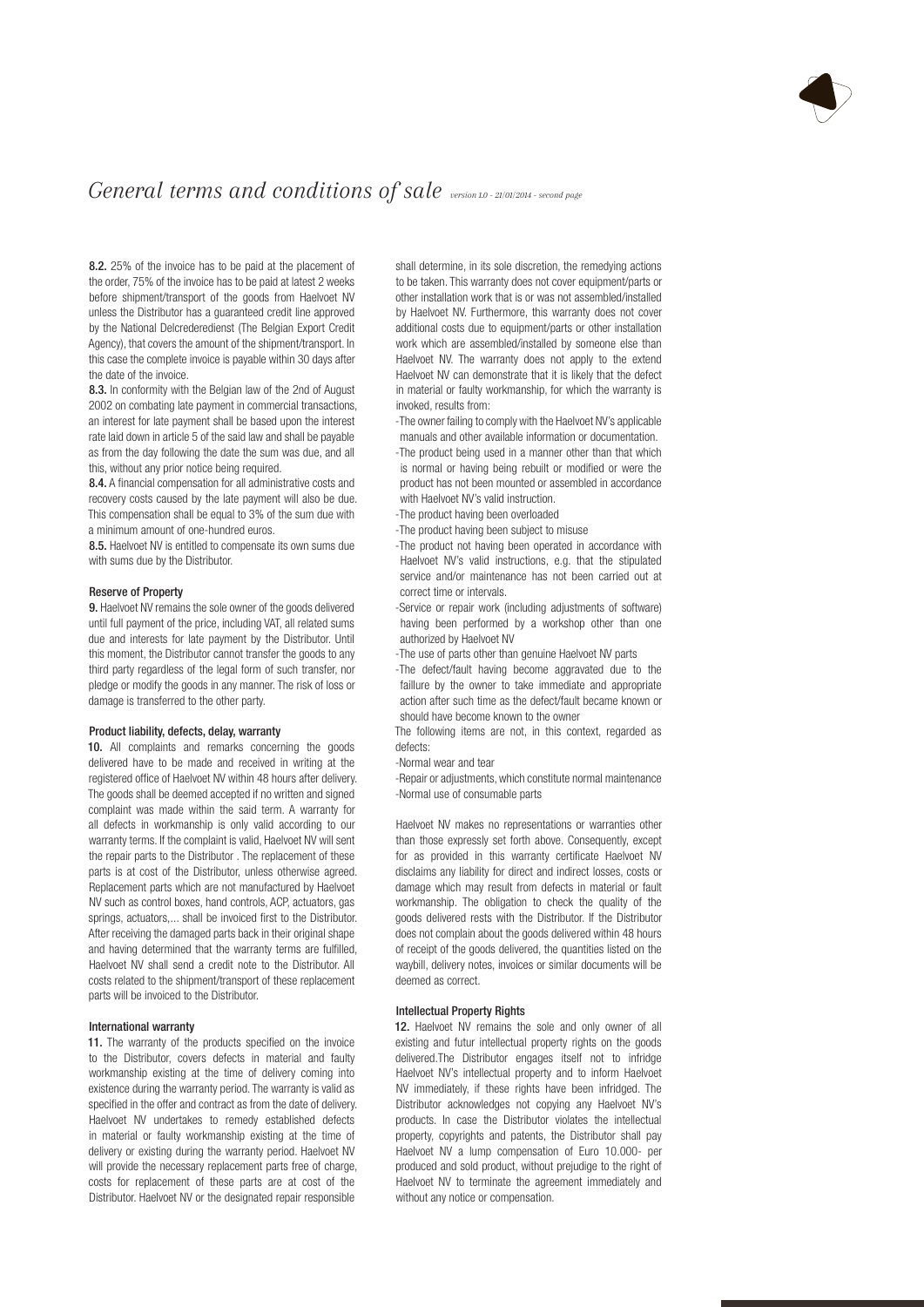# *General terms and conditions of sale* *version 1.0 - 21/01/2014 - second page*

**8.2.** 25% of the invoice has to be paid at the placement of the order, 75% of the invoice has to be paid at latest 2 weeks before shipment/transport of the goods from Haelvoet NV unless the Distributor has a guaranteed credit line approved by the National Delcrederedienst (The Belgian Export Credit Agency), that covers the amount of the shipment/transport. In this case the complete invoice is payable within 30 days after the date of the invoice.

**8.3.** In conformity with the Belgian law of the 2nd of August 2002 on combating late payment in commercial transactions, an interest for late payment shall be based upon the interest rate laid down in article 5 of the said law and shall be payable as from the day following the date the sum was due, and all this, without any prior notice being required.

**8.4.** A financial compensation for all administrative costs and recovery costs caused by the late payment will also be due. This compensation shall be equal to 3% of the sum due with a minimum amount of one-hundred euros.

**8.5.** Haelvoet NV is entitled to compensate its own sums due with sums due by the Distributor.

### Reserve of Property

**9.** Haelvoet NV remains the sole owner of the goods delivered until full payment of the price, including VAT, all related sums due and interests for late payment by the Distributor. Until this moment, the Distributor cannot transfer the goods to any third party regardless of the legal form of such transfer, nor pledge or modify the goods in any manner. The risk of loss or damage is transferred to the other party.

### Product liability, defects, delay, warranty

**10.** All complaints and remarks concerning the goods delivered have to be made and received in writing at the registered office of Haelvoet NV within 48 hours after delivery. The goods shall be deemed accepted if no written and signed complaint was made within the said term. A warranty for all defects in workmanship is only valid according to our warranty terms. If the complaint is valid, Haelvoet NV will sent the repair parts to the Distributor . The replacement of these parts is at cost of the Distributor, unless otherwise agreed. Replacement parts which are not manufactured by Haelvoet NV such as control boxes, hand controls, ACP, actuators, gas springs, actuators,... shall be invoiced first to the Distributor. After receiving the damaged parts back in their original shape and having determined that the warranty terms are fulfilled, Haelvoet NV shall send a credit note to the Distributor. All costs related to the shipment/transport of these replacement parts will be invoiced to the Distributor.

### International warranty

**11.** The warranty of the products specified on the invoice to the Distributor, covers defects in material and faulty workmanship existing at the time of delivery coming into existence during the warranty period. The warranty is valid as specified in the offer and contract as from the date of delivery. Haelvoet NV undertakes to remedy established defects in material or faulty workmanship existing at the time of delivery or existing during the warranty period. Haelvoet NV will provide the necessary replacement parts free of charge, costs for replacement of these parts are at cost of the Distributor. Haelvoet NV or the designated repair responsible shall determine, in its sole discretion, the remedying actions to be taken. This warranty does not cover equipment/parts or other installation work that is or was not assembled/installed by Haelvoet NV. Furthermore, this warranty does not cover additional costs due to equipment/parts or other installation work which are assembled/installed by someone else than Haelvoet NV. The warranty does not apply to the extend Haelvoet NV can demonstrate that it is likely that the defect in material or faulty workmanship, for which the warranty is invoked, results from:

- The owner failing to comply with the Haelvoet NV's applicable manuals and other available information or documentation.
- The product being used in a manner other than that which is normal or having being rebuilt or modified or were the product has not been mounted or assembled in accordance with Haelvoet NV's valid instruction.
- The product having been overloaded
- The product having been subject to misuse
- The product not having been operated in accordance with Haelvoet NV's valid instructions, e.g. that the stipulated service and/or maintenance has not been carried out at correct time or intervals.
- Service or repair work (including adjustments of software) having been performed by a workshop other than one authorized by Haelvoet NV
- The use of parts other than genuine Haelvoet NV parts
- The defect/fault having become aggravated due to the faillure by the owner to take immediate and appropriate action after such time as the defect/fault became known or should have become known to the owner

The following items are not, in this context, regarded as defects:

- Normal wear and tear
- Repair or adjustments, which constitute normal maintenance
- Normal use of consumable parts

Haelvoet NV makes no representations or warranties other than those expressly set forth above. Consequently, except for as provided in this warranty certificate Haelvoet NV disclaims any liability for direct and indirect losses, costs or damage which may result from defects in material or fault workmanship. The obligation to check the quality of the goods delivered rests with the Distributor. If the Distributor does not complain about the goods delivered within 48 hours of receipt of the goods delivered, the quantities listed on the waybill, delivery notes, invoices or similar documents will be deemed as correct.

### Intellectual Property Rights

**12.** Haelvoet NV remains the sole and only owner of all existing and futur intellectual property rights on the goods delivered.The Distributor engages itself not to infridge Haelvoet NV's intellectual property and to inform Haelvoet NV immediately, if these rights have been infridged. The Distributor acknowledges not copying any Haelvoet NV's products. In case the Distributor violates the intellectual property, copyrights and patents, the Distributor shall pay Haelvoet NV a lump compensation of Euro 10.000- per produced and sold product, without prejudige to the right of Haelvoet NV to terminate the agreement immediately and without any notice or compensation.